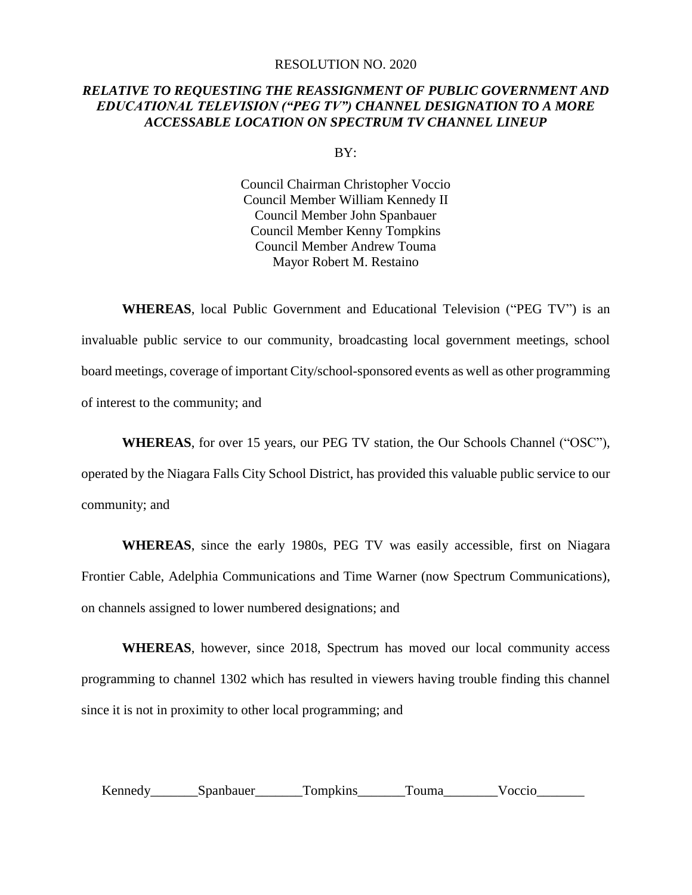RESOLUTION NO. 2020

***RELATIVE TO REQUESTING THE REASSIGNMENT OF PUBLIC GOVERNMENT AND EDUCATIONAL TELEVISION ("PEG TV") CHANNEL DESIGNATION TO A MORE ACCESSABLE LOCATION ON SPECTRUM TV CHANNEL LINEUP***

BY:

Council Chairman Christopher Voccio
Council Member William Kennedy II
Council Member John Spanbauer
Council Member Kenny Tompkins
Council Member Andrew Touma
Mayor Robert M. Restaino

**WHEREAS**, local Public Government and Educational Television ("PEG TV") is an invaluable public service to our community, broadcasting local government meetings, school board meetings, coverage of important City/school-sponsored events as well as other programming of interest to the community; and

**WHEREAS**, for over 15 years, our PEG TV station, the Our Schools Channel ("OSC"), operated by the Niagara Falls City School District, has provided this valuable public service to our community; and

**WHEREAS**, since the early 1980s, PEG TV was easily accessible, first on Niagara Frontier Cable, Adelphia Communications and Time Warner (now Spectrum Communications), on channels assigned to lower numbered designations; and

**WHEREAS**, however, since 2018, Spectrum has moved our local community access programming to channel 1302 which has resulted in viewers having trouble finding this channel since it is not in proximity to other local programming; and

Kennedy_______Spanbauer_______Tompkins_______Touma________Voccio_______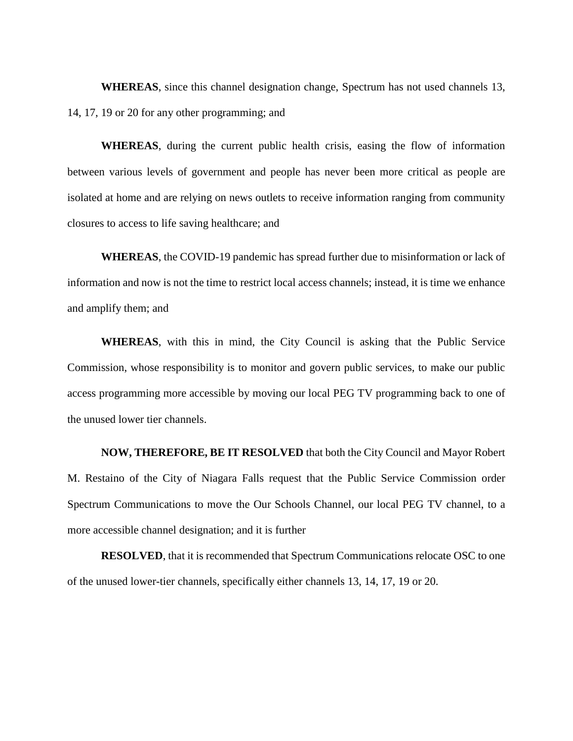**WHEREAS**, since this channel designation change, Spectrum has not used channels 13, 14, 17, 19 or 20 for any other programming; and

**WHEREAS**, during the current public health crisis, easing the flow of information between various levels of government and people has never been more critical as people are isolated at home and are relying on news outlets to receive information ranging from community closures to access to life saving healthcare; and

**WHEREAS**, the COVID-19 pandemic has spread further due to misinformation or lack of information and now is not the time to restrict local access channels; instead, it is time we enhance and amplify them; and

**WHEREAS**, with this in mind, the City Council is asking that the Public Service Commission, whose responsibility is to monitor and govern public services, to make our public access programming more accessible by moving our local PEG TV programming back to one of the unused lower tier channels.

**NOW, THEREFORE, BE IT RESOLVED** that both the City Council and Mayor Robert M. Restaino of the City of Niagara Falls request that the Public Service Commission order Spectrum Communications to move the Our Schools Channel, our local PEG TV channel, to a more accessible channel designation; and it is further

**RESOLVED**, that it is recommended that Spectrum Communications relocate OSC to one of the unused lower-tier channels, specifically either channels 13, 14, 17, 19 or 20.